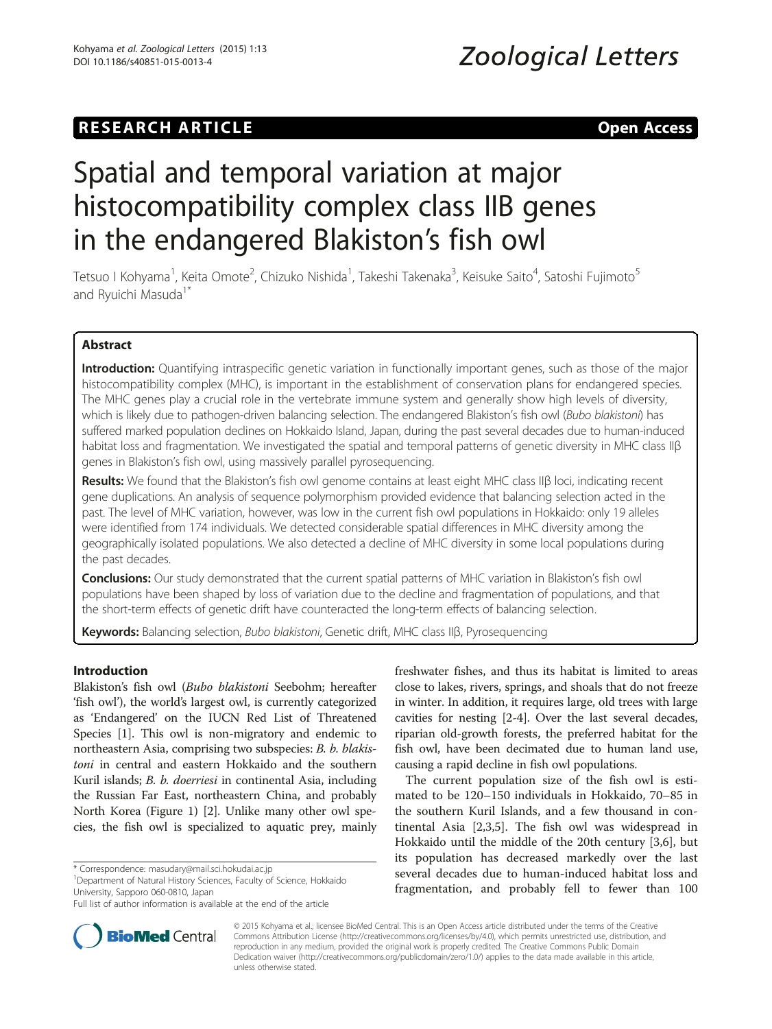RESEARCH ARTICLE Open Access

# Spatial and temporal variation at major histocompatibility complex class IIB genes in the endangered Blakiston's fish owl

Tetsuo I Kohyama[1], Keita Omote[2], Chizuko Nishida[1], Takeshi Takenaka[3], Keisuke Saito[4], Satoshi Fujimoto[5] and Ryuichi Masuda[1*]

## Abstract

**Introduction:** Quantifying intraspecific genetic variation in functionally important genes, such as those of the major histocompatibility complex (MHC), is important in the establishment of conservation plans for endangered species. The MHC genes play a crucial role in the vertebrate immune system and generally show high levels of diversity, which is likely due to pathogen-driven balancing selection. The endangered Blakiston's fish owl (*Bubo blakistoni*) has suffered marked population declines on Hokkaido Island, Japan, during the past several decades due to human-induced habitat loss and fragmentation. We investigated the spatial and temporal patterns of genetic diversity in MHC class IIβ genes in Blakiston's fish owl, using massively parallel pyrosequencing.

**Results:** We found that the Blakiston's fish owl genome contains at least eight MHC class IIβ loci, indicating recent gene duplications. An analysis of sequence polymorphism provided evidence that balancing selection acted in the past. The level of MHC variation, however, was low in the current fish owl populations in Hokkaido: only 19 alleles were identified from 174 individuals. We detected considerable spatial differences in MHC diversity among the geographically isolated populations. We also detected a decline of MHC diversity in some local populations during the past decades.

**Conclusions:** Our study demonstrated that the current spatial patterns of MHC variation in Blakiston's fish owl populations have been shaped by loss of variation due to the decline and fragmentation of populations, and that the short-term effects of genetic drift have counteracted the long-term effects of balancing selection.

**Keywords:** Balancing selection, *Bubo blakistoni*, Genetic drift, MHC class IIβ, Pyrosequencing

## Introduction

Blakiston's fish owl (*Bubo blakistoni* Seebohm; hereafter 'fish owl'), the world's largest owl, is currently categorized as 'Endangered' on the IUCN Red List of Threatened Species [1]. This owl is non-migratory and endemic to northeastern Asia, comprising two subspecies: *B. b. blakistoni* in central and eastern Hokkaido and the southern Kuril islands; *B. b. doerriesi* in continental Asia, including the Russian Far East, northeastern China, and probably North Korea (Figure 1) [2]. Unlike many other owl species, the fish owl is specialized to aquatic prey, mainly freshwater fishes, and thus its habitat is limited to areas close to lakes, rivers, springs, and shoals that do not freeze in winter. In addition, it requires large, old trees with large cavities for nesting [2-4]. Over the last several decades, riparian old-growth forests, the preferred habitat for the fish owl, have been decimated due to human land use, causing a rapid decline in fish owl populations.

The current population size of the fish owl is estimated to be 120–150 individuals in Hokkaido, 70–85 in the southern Kuril Islands, and a few thousand in continental Asia [2,3,5]. The fish owl was widespread in Hokkaido until the middle of the 20th century [3,6], but its population has decreased markedly over the last several decades due to human-induced habitat loss and fragmentation, and probably fell to fewer than 100

\* Correspondence: masudary@mail.sci.hokudai.ac.jp
[1]Department of Natural History Sciences, Faculty of Science, Hokkaido University, Sapporo 060-0810, Japan
Full list of author information is available at the end of the article

© 2015 Kohyama et al.; licensee BioMed Central. This is an Open Access article distributed under the terms of the Creative Commons Attribution License (http://creativecommons.org/licenses/by/4.0), which permits unrestricted use, distribution, and reproduction in any medium, provided the original work is properly credited. The Creative Commons Public Domain Dedication waiver (http://creativecommons.org/publicdomain/zero/1.0/) applies to the data made available in this article, unless otherwise stated.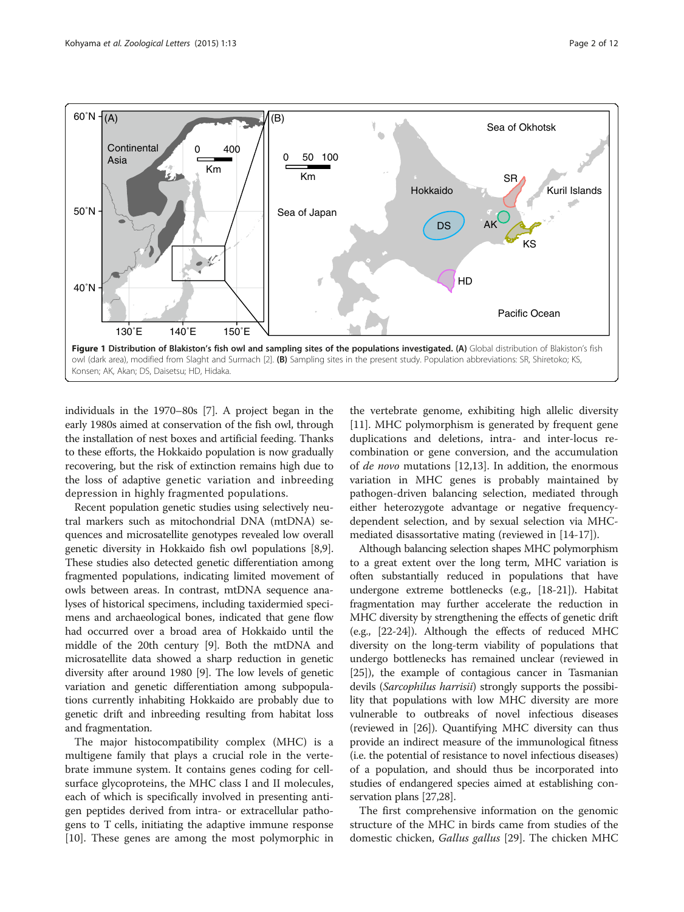**Figure 1 Distribution of Blakiston's fish owl and sampling sites of the populations investigated. (A)** Global distribution of Blakiston's fish owl (dark area), modified from Slaght and Surmach [2]. **(B)** Sampling sites in the present study. Population abbreviations: SR, Shiretoko; KS, Konsen; AK, Akan; DS, Daisetsu; HD, Hidaka.

individuals in the 1970–80s [7]. A project began in the early 1980s aimed at conservation of the fish owl, through the installation of nest boxes and artificial feeding. Thanks to these efforts, the Hokkaido population is now gradually recovering, but the risk of extinction remains high due to the loss of adaptive genetic variation and inbreeding depression in highly fragmented populations.

Recent population genetic studies using selectively neutral markers such as mitochondrial DNA (mtDNA) sequences and microsatellite genotypes revealed low overall genetic diversity in Hokkaido fish owl populations [8,9]. These studies also detected genetic differentiation among fragmented populations, indicating limited movement of owls between areas. In contrast, mtDNA sequence analyses of historical specimens, including taxidermied specimens and archaeological bones, indicated that gene flow had occurred over a broad area of Hokkaido until the middle of the 20th century [9]. Both the mtDNA and microsatellite data showed a sharp reduction in genetic diversity after around 1980 [9]. The low levels of genetic variation and genetic differentiation among subpopulations currently inhabiting Hokkaido are probably due to genetic drift and inbreeding resulting from habitat loss and fragmentation.

The major histocompatibility complex (MHC) is a multigene family that plays a crucial role in the vertebrate immune system. It contains genes coding for cell-surface glycoproteins, the MHC class I and II molecules, each of which is specifically involved in presenting antigen peptides derived from intra- or extracellular pathogens to T cells, initiating the adaptive immune response [10]. These genes are among the most polymorphic in the vertebrate genome, exhibiting high allelic diversity [11]. MHC polymorphism is generated by frequent gene duplications and deletions, intra- and inter-locus recombination or gene conversion, and the accumulation of *de novo* mutations [12,13]. In addition, the enormous variation in MHC genes is probably maintained by pathogen-driven balancing selection, mediated through either heterozygote advantage or negative frequency-dependent selection, and by sexual selection via MHC-mediated disassortative mating (reviewed in [14-17]).

Although balancing selection shapes MHC polymorphism to a great extent over the long term, MHC variation is often substantially reduced in populations that have undergone extreme bottlenecks (e.g., [18-21]). Habitat fragmentation may further accelerate the reduction in MHC diversity by strengthening the effects of genetic drift (e.g., [22-24]). Although the effects of reduced MHC diversity on the long-term viability of populations that undergo bottlenecks has remained unclear (reviewed in [25]), the example of contagious cancer in Tasmanian devils (*Sarcophilus harrisii*) strongly supports the possibility that populations with low MHC diversity are more vulnerable to outbreaks of novel infectious diseases (reviewed in [26]). Quantifying MHC diversity can thus provide an indirect measure of the immunological fitness (i.e. the potential of resistance to novel infectious diseases) of a population, and should thus be incorporated into studies of endangered species aimed at establishing conservation plans [27,28].

The first comprehensive information on the genomic structure of the MHC in birds came from studies of the domestic chicken, *Gallus gallus* [29]. The chicken MHC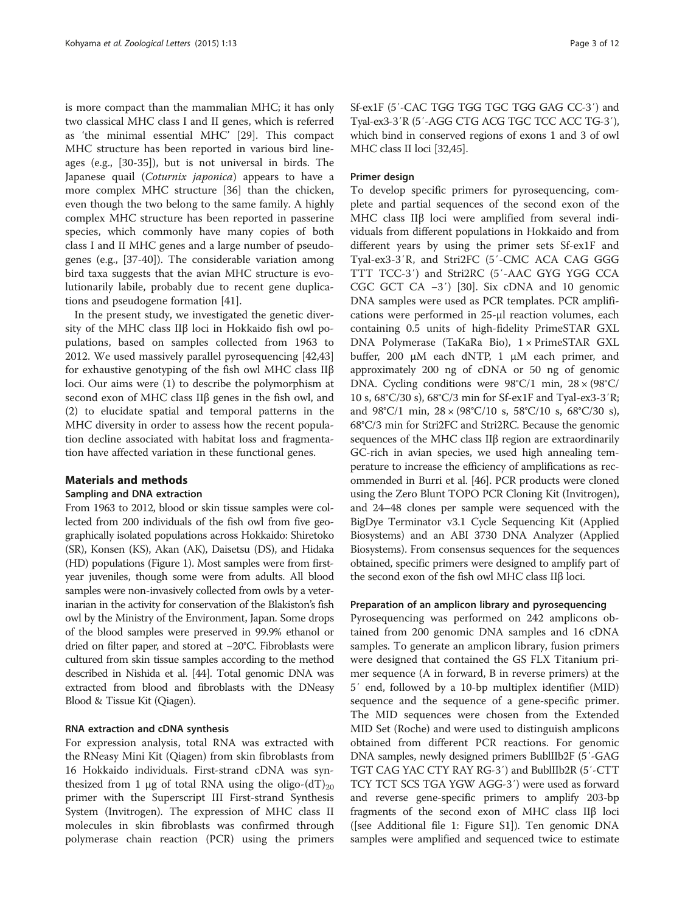is more compact than the mammalian MHC; it has only two classical MHC class I and II genes, which is referred as 'the minimal essential MHC' [29]. This compact MHC structure has been reported in various bird lineages (e.g., [30-35]), but is not universal in birds. The Japanese quail (*Coturnix japonica*) appears to have a more complex MHC structure [36] than the chicken, even though the two belong to the same family. A highly complex MHC structure has been reported in passerine species, which commonly have many copies of both class I and II MHC genes and a large number of pseudogenes (e.g., [37-40]). The considerable variation among bird taxa suggests that the avian MHC structure is evolutionarily labile, probably due to recent gene duplications and pseudogene formation [41].

In the present study, we investigated the genetic diversity of the MHC class IIβ loci in Hokkaido fish owl populations, based on samples collected from 1963 to 2012. We used massively parallel pyrosequencing [42,43] for exhaustive genotyping of the fish owl MHC class IIβ loci. Our aims were (1) to describe the polymorphism at second exon of MHC class IIβ genes in the fish owl, and (2) to elucidate spatial and temporal patterns in the MHC diversity in order to assess how the recent population decline associated with habitat loss and fragmentation have affected variation in these functional genes.

## Materials and methods

### Sampling and DNA extraction

From 1963 to 2012, blood or skin tissue samples were collected from 200 individuals of the fish owl from five geographically isolated populations across Hokkaido: Shiretoko (SR), Konsen (KS), Akan (AK), Daisetsu (DS), and Hidaka (HD) populations (Figure 1). Most samples were from first-year juveniles, though some were from adults. All blood samples were non-invasively collected from owls by a veterinarian in the activity for conservation of the Blakiston's fish owl by the Ministry of the Environment, Japan. Some drops of the blood samples were preserved in 99.9% ethanol or dried on filter paper, and stored at −20°C. Fibroblasts were cultured from skin tissue samples according to the method described in Nishida et al. [44]. Total genomic DNA was extracted from blood and fibroblasts with the DNeasy Blood & Tissue Kit (Qiagen).

### RNA extraction and cDNA synthesis

For expression analysis, total RNA was extracted with the RNeasy Mini Kit (Qiagen) from skin fibroblasts from 16 Hokkaido individuals. First-strand cDNA was synthesized from 1 μg of total RNA using the oligo-$(dT)_{20}$ primer with the Superscript III First-strand Synthesis System (Invitrogen). The expression of MHC class II molecules in skin fibroblasts was confirmed through polymerase chain reaction (PCR) using the primers Sf-ex1F (5′-CAC TGG TGG TGC TGG GAG CC-3′) and Tyal-ex3-3′R (5′-AGG CTG ACG TGC TCC ACC TG-3′), which bind in conserved regions of exons 1 and 3 of owl MHC class II loci [32,45].

### Primer design

To develop specific primers for pyrosequencing, complete and partial sequences of the second exon of the MHC class IIβ loci were amplified from several individuals from different populations in Hokkaido and from different years by using the primer sets Sf-ex1F and Tyal-ex3-3′R, and Stri2FC (5′-CMC ACA CAG GGG TTT TCC-3′) and Stri2RC (5′-AAC GYG YGG CCA CGC GCT CA −3′) [30]. Six cDNA and 10 genomic DNA samples were used as PCR templates. PCR amplifications were performed in 25-μl reaction volumes, each containing 0.5 units of high-fidelity PrimeSTAR GXL DNA Polymerase (TaKaRa Bio), 1 × PrimeSTAR GXL buffer, 200 μM each dNTP, 1 μM each primer, and approximately 200 ng of cDNA or 50 ng of genomic DNA. Cycling conditions were 98°C/1 min, 28 × (98°C/10 s, 68°C/30 s), 68°C/3 min for Sf-ex1F and Tyal-ex3-3′R; and 98°C/1 min, 28 × (98°C/10 s, 58°C/10 s, 68°C/30 s), 68°C/3 min for Stri2FC and Stri2RC. Because the genomic sequences of the MHC class IIβ region are extraordinarily GC-rich in avian species, we used high annealing temperature to increase the efficiency of amplifications as recommended in Burri et al. [46]. PCR products were cloned using the Zero Blunt TOPO PCR Cloning Kit (Invitrogen), and 24–48 clones per sample were sequenced with the BigDye Terminator v3.1 Cycle Sequencing Kit (Applied Biosystems) and an ABI 3730 DNA Analyzer (Applied Biosystems). From consensus sequences for the sequences obtained, specific primers were designed to amplify part of the second exon of the fish owl MHC class IIβ loci.

### Preparation of an amplicon library and pyrosequencing

Pyrosequencing was performed on 242 amplicons obtained from 200 genomic DNA samples and 16 cDNA samples. To generate an amplicon library, fusion primers were designed that contained the GS FLX Titanium primer sequence (A in forward, B in reverse primers) at the 5′ end, followed by a 10-bp multiplex identifier (MID) sequence and the sequence of a gene-specific primer. The MID sequences were chosen from the Extended MID Set (Roche) and were used to distinguish amplicons obtained from different PCR reactions. For genomic DNA samples, newly designed primers BublIIb2F (5′-GAG TGT CAG YAC CTY RAY RG-3′) and BublIIb2R (5′-CTT TCY TCT SCS TGA YGW AGG-3′) were used as forward and reverse gene-specific primers to amplify 203-bp fragments of the second exon of MHC class IIβ loci ([see Additional file 1: Figure S1]). Ten genomic DNA samples were amplified and sequenced twice to estimate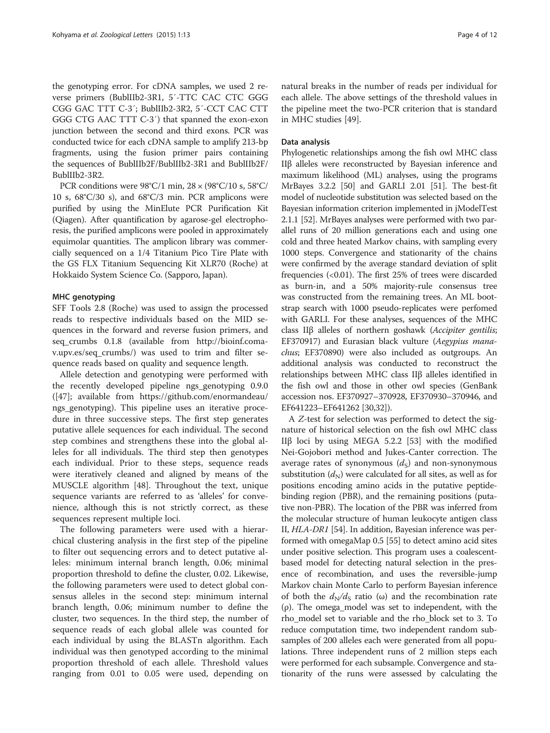the genotyping error. For cDNA samples, we used 2 reverse primers (BublIIb2-3R1, 5′-TTC CAC CTC GGG CGG GAC TTT C-3′; BublIIb2-3R2, 5′-CCT CAC CTT GGG CTG AAC TTT C-3′) that spanned the exon-exon junction between the second and third exons. PCR was conducted twice for each cDNA sample to amplify 213-bp fragments, using the fusion primer pairs containing the sequences of BublIIb2F/BublIIb2-3R1 and BublIIb2F/BublIIb2-3R2.

PCR conditions were 98°C/1 min, 28 × (98°C/10 s, 58°C/10 s, 68°C/30 s), and 68°C/3 min. PCR amplicons were purified by using the MinElute PCR Purification Kit (Qiagen). After quantification by agarose-gel electrophoresis, the purified amplicons were pooled in approximately equimolar quantities. The amplicon library was commercially sequenced on a 1/4 Titanium Pico Tire Plate with the GS FLX Titanium Sequencing Kit XLR70 (Roche) at Hokkaido System Science Co. (Sapporo, Japan).

#### MHC genotyping

SFF Tools 2.8 (Roche) was used to assign the processed reads to respective individuals based on the MID sequences in the forward and reverse fusion primers, and seq_crumbs 0.1.8 (available from http://bioinf.comav.upv.es/seq_crumbs/) was used to trim and filter sequence reads based on quality and sequence length.

Allele detection and genotyping were performed with the recently developed pipeline ngs_genotyping 0.9.0 ([47]; available from https://github.com/enormandeau/ngs_genotyping). This pipeline uses an iterative procedure in three successive steps. The first step generates putative allele sequences for each individual. The second step combines and strengthens these into the global alleles for all individuals. The third step then genotypes each individual. Prior to these steps, sequence reads were iteratively cleaned and aligned by means of the MUSCLE algorithm [48]. Throughout the text, unique sequence variants are referred to as 'alleles' for convenience, although this is not strictly correct, as these sequences represent multiple loci.

The following parameters were used with a hierarchical clustering analysis in the first step of the pipeline to filter out sequencing errors and to detect putative alleles: minimum internal branch length, 0.06; minimal proportion threshold to define the cluster, 0.02. Likewise, the following parameters were used to detect global consensus alleles in the second step: minimum internal branch length, 0.06; minimum number to define the cluster, two sequences. In the third step, the number of sequence reads of each global allele was counted for each individual by using the BLASTn algorithm. Each individual was then genotyped according to the minimal proportion threshold of each allele. Threshold values ranging from 0.01 to 0.05 were used, depending on natural breaks in the number of reads per individual for each allele. The above settings of the threshold values in the pipeline meet the two-PCR criterion that is standard in MHC studies [49].

#### Data analysis

Phylogenetic relationships among the fish owl MHC class IIβ alleles were reconstructed by Bayesian inference and maximum likelihood (ML) analyses, using the programs MrBayes 3.2.2 [50] and GARLI 2.01 [51]. The best-fit model of nucleotide substitution was selected based on the Bayesian information criterion implemented in jModelTest 2.1.1 [52]. MrBayes analyses were performed with two parallel runs of 20 million generations each and using one cold and three heated Markov chains, with sampling every 1000 steps. Convergence and stationarity of the chains were confirmed by the average standard deviation of split frequencies (<0.01). The first 25% of trees were discarded as burn-in, and a 50% majority-rule consensus tree was constructed from the remaining trees. An ML bootstrap search with 1000 pseudo-replicates were perfomed with GARLI. For these analyses, sequences of the MHC class IIβ alleles of northern goshawk (*Accipiter gentilis*; EF370917) and Eurasian black vulture (*Aegypius manachus*; EF370890) were also included as outgroups. An additional analysis was conducted to reconstruct the relationships between MHC class IIβ alleles identified in the fish owl and those in other owl species (GenBank accession nos. EF370927–370928, EF370930–370946, and EF641223–EF641262 [30,32]).

A *Z*-test for selection was performed to detect the signature of historical selection on the fish owl MHC class IIβ loci by using MEGA 5.2.2 [53] with the modified Nei-Gojobori method and Jukes-Canter correction. The average rates of synonymous ($d_S$) and non-synonymous substitution ($d_N$) were calculated for all sites, as well as for positions encoding amino acids in the putative peptide-binding region (PBR), and the remaining positions (putative non-PBR). The location of the PBR was inferred from the molecular structure of human leukocyte antigen class II, *HLA-DR1* [54]. In addition, Bayesian inference was performed with omegaMap 0.5 [55] to detect amino acid sites under positive selection. This program uses a coalescent-based model for detecting natural selection in the presence of recombination, and uses the reversible-jump Markov chain Monte Carlo to perform Bayesian inference of both the $d_N/d_S$ ratio (ω) and the recombination rate (ρ). The omega_model was set to independent, with the rho_model set to variable and the rho_block set to 3. To reduce computation time, two independent random subsamples of 200 alleles each were generated from all populations. Three independent runs of 2 million steps each were performed for each subsample. Convergence and stationarity of the runs were assessed by calculating the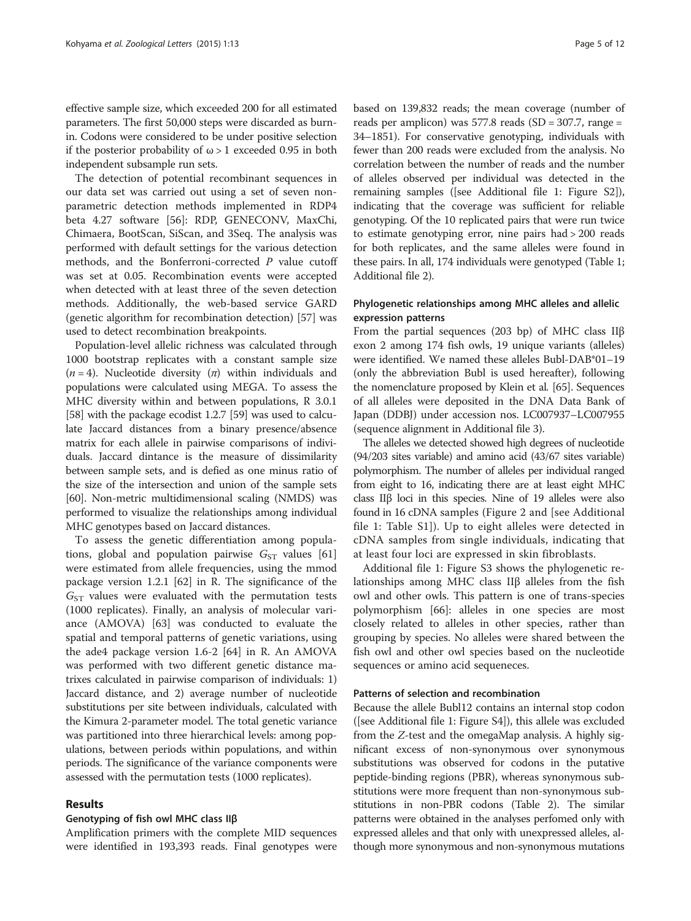effective sample size, which exceeded 200 for all estimated parameters. The first 50,000 steps were discarded as burn-in. Codons were considered to be under positive selection if the posterior probability of $\omega > 1$ exceeded 0.95 in both independent subsample run sets.

The detection of potential recombinant sequences in our data set was carried out using a set of seven non-parametric detection methods implemented in RDP4 beta 4.27 software [56]: RDP, GENECONV, MaxChi, Chimaera, BootScan, SiScan, and 3Seq. The analysis was performed with default settings for the various detection methods, and the Bonferroni-corrected *P* value cutoff was set at 0.05. Recombination events were accepted when detected with at least three of the seven detection methods. Additionally, the web-based service GARD (genetic algorithm for recombination detection) [57] was used to detect recombination breakpoints.

Population-level allelic richness was calculated through 1000 bootstrap replicates with a constant sample size ($n = 4$). Nucleotide diversity ($\pi$) within individuals and populations were calculated using MEGA. To assess the MHC diversity within and between populations, R 3.0.1 [58] with the package ecodist 1.2.7 [59] was used to calculate Jaccard distances from a binary presence/absence matrix for each allele in pairwise comparisons of individuals. Jaccard dintance is the measure of dissimilarity between sample sets, and is defied as one minus ratio of the size of the intersection and union of the sample sets [60]. Non-metric multidimensional scaling (NMDS) was performed to visualize the relationships among individual MHC genotypes based on Jaccard distances.

To assess the genetic differentiation among populations, global and population pairwise $G_{ST}$ values [61] were estimated from allele frequencies, using the mmod package version 1.2.1 [62] in R. The significance of the $G_{ST}$ values were evaluated with the permutation tests (1000 replicates). Finally, an analysis of molecular variance (AMOVA) [63] was conducted to evaluate the spatial and temporal patterns of genetic variations, using the ade4 package version 1.6-2 [64] in R. An AMOVA was performed with two different genetic distance matrixes calculated in pairwise comparison of individuals: 1) Jaccard distance, and 2) average number of nucleotide substitutions per site between individuals, calculated with the Kimura 2-parameter model. The total genetic variance was partitioned into three hierarchical levels: among populations, between periods within populations, and within periods. The significance of the variance components were assessed with the permutation tests (1000 replicates).

## Results

### Genotyping of fish owl MHC class IIβ

Amplification primers with the complete MID sequences were identified in 193,393 reads. Final genotypes were based on 139,832 reads; the mean coverage (number of reads per amplicon) was 577.8 reads (SD = 307.7, range = 34–1851). For conservative genotyping, individuals with fewer than 200 reads were excluded from the analysis. No correlation between the number of reads and the number of alleles observed per individual was detected in the remaining samples ([see Additional file 1: Figure S2]), indicating that the coverage was sufficient for reliable genotyping. Of the 10 replicated pairs that were run twice to estimate genotyping error, nine pairs had > 200 reads for both replicates, and the same alleles were found in these pairs. In all, 174 individuals were genotyped (Table 1; Additional file 2).

### Phylogenetic relationships among MHC alleles and allelic expression patterns

From the partial sequences (203 bp) of MHC class IIβ exon 2 among 174 fish owls, 19 unique variants (alleles) were identified. We named these alleles Bubl-DAB*01–19 (only the abbreviation Bubl is used hereafter), following the nomenclature proposed by Klein et al. [65]. Sequences of all alleles were deposited in the DNA Data Bank of Japan (DDBJ) under accession nos. LC007937–LC007955 (sequence alignment in Additional file 3).

The alleles we detected showed high degrees of nucleotide (94/203 sites variable) and amino acid (43/67 sites variable) polymorphism. The number of alleles per individual ranged from eight to 16, indicating there are at least eight MHC class IIβ loci in this species. Nine of 19 alleles were also found in 16 cDNA samples (Figure 2 and [see Additional file 1: Table S1]). Up to eight alleles were detected in cDNA samples from single individuals, indicating that at least four loci are expressed in skin fibroblasts.

Additional file 1: Figure S3 shows the phylogenetic relationships among MHC class IIβ alleles from the fish owl and other owls. This pattern is one of trans-species polymorphism [66]: alleles in one species are most closely related to alleles in other species, rather than grouping by species. No alleles were shared between the fish owl and other owl species based on the nucleotide sequences or amino acid sequeneces.

### Patterns of selection and recombination

Because the allele Bubl12 contains an internal stop codon ([see Additional file 1: Figure S4]), this allele was excluded from the *Z*-test and the omegaMap analysis. A highly significant excess of non-synonymous over synonymous substitutions was observed for codons in the putative peptide-binding regions (PBR), whereas synonymous substitutions were more frequent than non-synonymous substitutions in non-PBR codons (Table 2). The similar patterns were obtained in the analyses perfomed only with expressed alleles and that only with unexpressed alleles, although more synonymous and non-synonymous mutations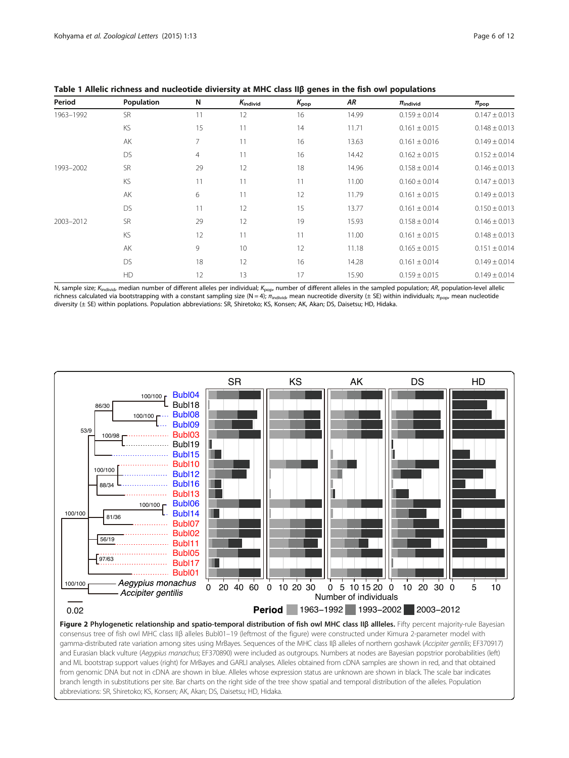**Table 1 Allelic richness and nucleotide diviersity at MHC class IIβ genes in the fish owl populations**

| Period | Population | N | $K_{individ}$ | $K_{pop}$ | AR | $\pi_{individ}$ | $\pi_{pop}$ |
|---|---|---|---|---|---|---|---|
| 1963–1992 | SR | 11 | 12 | 16 | 14.99 | 0.159 ± 0.014 | 0.147 ± 0.013 |
| | KS | 15 | 11 | 14 | 11.71 | 0.161 ± 0.015 | 0.148 ± 0.013 |
| | AK | 7 | 11 | 16 | 13.63 | 0.161 ± 0.016 | 0.149 ± 0.014 |
| | DS | 4 | 11 | 16 | 14.42 | 0.162 ± 0.015 | 0.152 ± 0.014 |
| 1993–2002 | SR | 29 | 12 | 18 | 14.96 | 0.158 ± 0.014 | 0.146 ± 0.013 |
| | KS | 11 | 11 | 11 | 11.00 | 0.160 ± 0.014 | 0.147 ± 0.013 |
| | AK | 6 | 11 | 12 | 11.79 | 0.161 ± 0.015 | 0.149 ± 0.013 |
| | DS | 11 | 12 | 15 | 13.77 | 0.161 ± 0.014 | 0.150 ± 0.013 |
| 2003–2012 | SR | 29 | 12 | 19 | 15.93 | 0.158 ± 0.014 | 0.146 ± 0.013 |
| | KS | 12 | 11 | 11 | 11.00 | 0.161 ± 0.015 | 0.148 ± 0.013 |
| | AK | 9 | 10 | 12 | 11.18 | 0.165 ± 0.015 | 0.151 ± 0.014 |
| | DS | 18 | 12 | 16 | 14.28 | 0.161 ± 0.014 | 0.149 ± 0.014 |
| | HD | 12 | 13 | 17 | 15.90 | 0.159 ± 0.015 | 0.149 ± 0.014 |

N, sample size; $K_{individ}$, median number of different alleles per individual; $K_{pop}$, number of different alleles in the sampled population; AR, population-level allelic richness calculated via bootstrapping with a constant sampling size (N = 4); $\pi_{individ}$, mean nucreotide diversity (± SE) within individuals; $\pi_{pop}$, mean nucleotide diversity (± SE) within poplations. Population abbreviations: SR, Shiretoko; KS, Konsen; AK, Akan; DS, Daisetsu; HD, Hidaka.

**Figure 2 Phylogenetic relationship and spatio-temporal distribution of fish owl MHC class IIβ allleles.** Fifty percent majority-rule Bayesian consensus tree of fish owl MHC class IIβ alleles Bubl01–19 (leftmost of the figure) were constructed under Kimura 2-parameter model with gamma-distributed rate variation among sites using MrBayes. Sequences of the MHC class IIβ alleles of northern goshawk (*Accipiter gentilis*; EF370917) and Eurasian black vulture (*Aegypius manachus*; EF370890) were included as outgroups. Numbers at nodes are Bayesian popstrior porobabilities (left) and ML bootstrap support values (right) for MrBayes and GARLI analyses. Alleles obtained from cDNA samples are shown in red, and that obtained from genomic DNA but not in cDNA are shown in blue. Alleles whose expression status are unknown are shown in black. The scale bar indicates branch length in substitutions per site. Bar charts on the right side of the tree show spatial and temporal distribution of the alleles. Population abbreviations: SR, Shiretoko; KS, Konsen; AK, Akan; DS, Daisetsu; HD, Hidaka.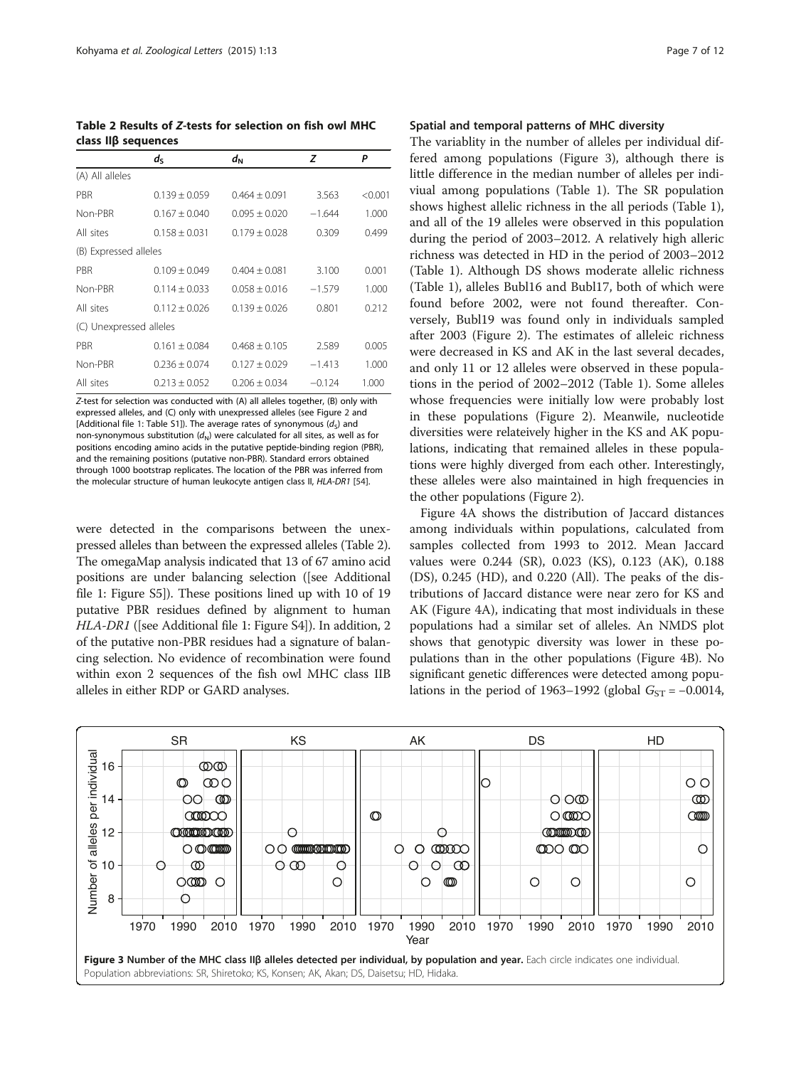**Table 2 Results of Z-tests for selection on fish owl MHC class IIβ sequences**

| | $d_S$ | $d_N$ | Z | P |
|---|---|---|---|---|
| (A) All alleles | | | | |
| PBR | 0.139 ± 0.059 | 0.464 ± 0.091 | 3.563 | <0.001 |
| Non-PBR | 0.167 ± 0.040 | 0.095 ± 0.020 | −1.644 | 1.000 |
| All sites | 0.158 ± 0.031 | 0.179 ± 0.028 | 0.309 | 0.499 |
| (B) Expressed alleles | | | | |
| PBR | 0.109 ± 0.049 | 0.404 ± 0.081 | 3.100 | 0.001 |
| Non-PBR | 0.114 ± 0.033 | 0.058 ± 0.016 | −1.579 | 1.000 |
| All sites | 0.112 ± 0.026 | 0.139 ± 0.026 | 0.801 | 0.212 |
| (C) Unexpressed alleles | | | | |
| PBR | 0.161 ± 0.084 | 0.468 ± 0.105 | 2.589 | 0.005 |
| Non-PBR | 0.236 ± 0.074 | 0.127 ± 0.029 | −1.413 | 1.000 |
| All sites | 0.213 ± 0.052 | 0.206 ± 0.034 | −0.124 | 1.000 |

*Z*-test for selection was conducted with (A) all alleles together, (B) only with expressed alleles, and (C) only with unexpressed alleles (see Figure 2 and [Additional file 1: Table S1]). The average rates of synonymous ($d_S$) and non-synonymous substitution ($d_N$) were calculated for all sites, as well as for positions encoding amino acids in the putative peptide-binding region (PBR), and the remaining positions (putative non-PBR). Standard errors obtained through 1000 bootstrap replicates. The location of the PBR was inferred from the molecular structure of human leukocyte antigen class II, *HLA-DR1* [54].

were detected in the comparisons between the unexpressed alleles than between the expressed alleles (Table 2). The omegaMap analysis indicated that 13 of 67 amino acid positions are under balancing selection ([see Additional file 1: Figure S5]). These positions lined up with 10 of 19 putative PBR residues defined by alignment to human *HLA-DR1* ([see Additional file 1: Figure S4]). In addition, 2 of the putative non-PBR residues had a signature of balancing selection. No evidence of recombination were found within exon 2 sequences of the fish owl MHC class IIB alleles in either RDP or GARD analyses.

### Spatial and temporal patterns of MHC diversity

The variablity in the number of alleles per individual differed among populations (Figure 3), although there is little difference in the median number of alleles per indiviual among populations (Table 1). The SR population shows highest allelic richness in the all periods (Table 1), and all of the 19 alleles were observed in this population during the period of 2003–2012. A relatively high alleric richness was detected in HD in the period of 2003–2012 (Table 1). Although DS shows moderate allelic richness (Table 1), alleles Bubl16 and Bubl17, both of which were found before 2002, were not found thereafter. Conversely, Bubl19 was found only in individuals sampled after 2003 (Figure 2). The estimates of alleleic richness were decreased in KS and AK in the last several decades, and only 11 or 12 alleles were observed in these populations in the period of 2002–2012 (Table 1). Some alleles whose frequencies were initially low were probably lost in these populations (Figure 2). Meanwile, nucleotide diversities were relateively higher in the KS and AK populations, indicating that remained alleles in these populations were highly diverged from each other. Interestingly, these alleles were also maintained in high frequencies in the other populations (Figure 2).

Figure 4A shows the distribution of Jaccard distances among individuals within populations, calculated from samples collected from 1993 to 2012. Mean Jaccard values were 0.244 (SR), 0.023 (KS), 0.123 (AK), 0.188 (DS), 0.245 (HD), and 0.220 (All). The peaks of the distributions of Jaccard distance were near zero for KS and AK (Figure 4A), indicating that most individuals in these populations had a similar set of alleles. An NMDS plot shows that genotypic diversity was lower in these populations than in the other populations (Figure 4B). No significant genetic differences were detected among populations in the period of 1963–1992 (global $G_{ST} = -0.0014$,

**Figure 3 Number of the MHC class IIβ alleles detected per individual, by population and year.** Each circle indicates one individual. Population abbreviations: SR, Shiretoko; KS, Konsen; AK, Akan; DS, Daisetsu; HD, Hidaka.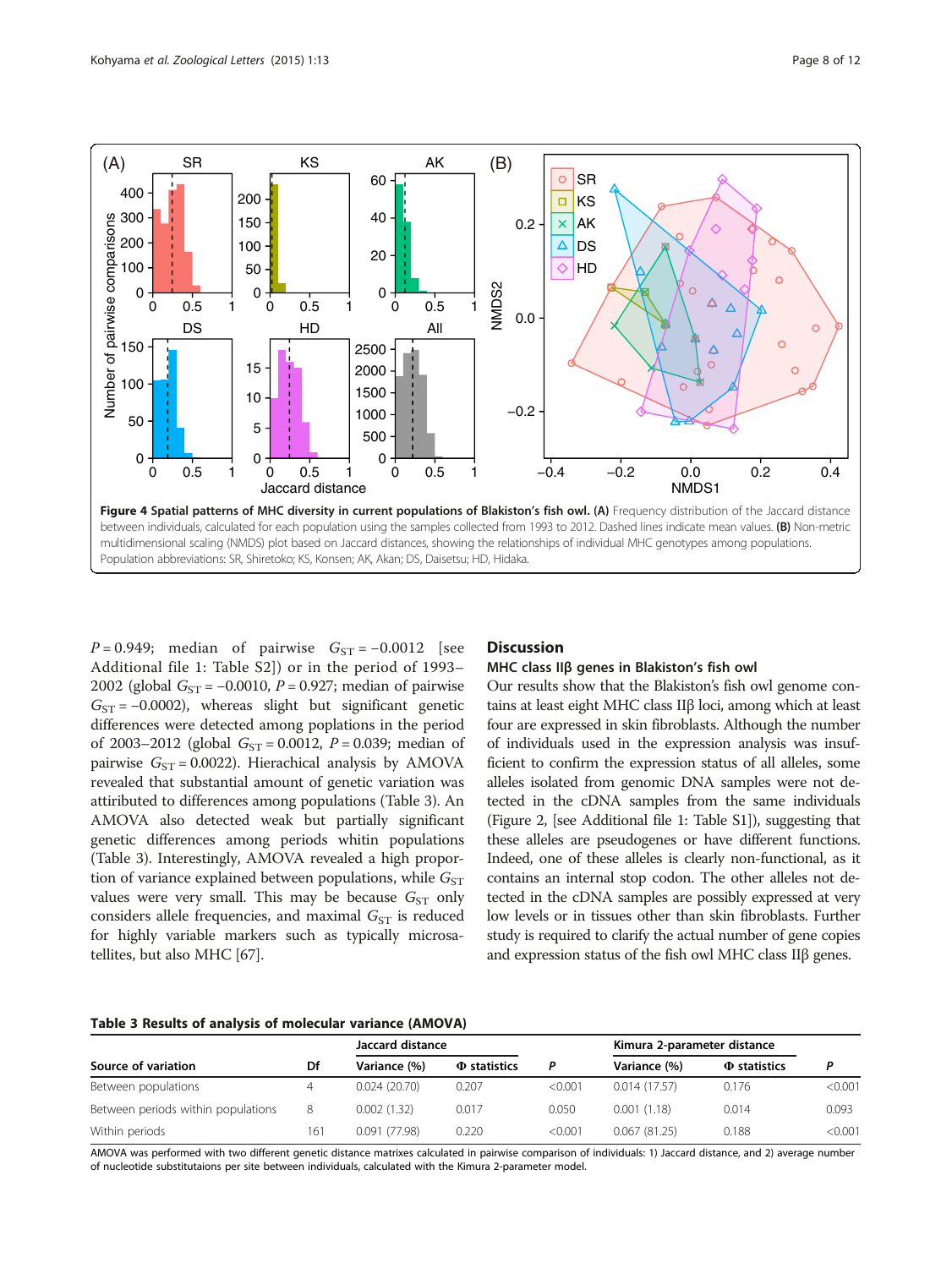**Figure 4 Spatial patterns of MHC diversity in current populations of Blakiston's fish owl. (A)** Frequency distribution of the Jaccard distance between individuals, calculated for each population using the samples collected from 1993 to 2012. Dashed lines indicate mean values. **(B)** Non-metric multidimensional scaling (NMDS) plot based on Jaccard distances, showing the relationships of individual MHC genotypes among populations. Population abbreviations: SR, Shiretoko; KS, Konsen; AK, Akan; DS, Daisetsu; HD, Hidaka.

$P = 0.949$; median of pairwise $G_{ST} = -0.0012$ [see Additional file 1: Table S2]) or in the period of 1993–2002 (global $G_{ST} = -0.0010$, $P = 0.927$; median of pairwise $G_{ST} = -0.0002$), whereas slight but significant genetic differences were detected among poplations in the period of 2003–2012 (global $G_{ST} = 0.0012$, $P = 0.039$; median of pairwise $G_{ST} = 0.0022$). Hierachical analysis by AMOVA revealed that substantial amount of genetic variation was attiributed to differences among populations (Table 3). An AMOVA also detected weak but partially significant genetic differences among periods whitin populations (Table 3). Interestingly, AMOVA revealed a high proportion of variance explained between populations, while $G_{ST}$ values were very small. This may be because $G_{ST}$ only considers allele frequencies, and maximal $G_{ST}$ is reduced for highly variable markers such as typically microsatellites, but also MHC [67].

## Discussion

### MHC class IIβ genes in Blakiston's fish owl

Our results show that the Blakiston's fish owl genome contains at least eight MHC class IIβ loci, among which at least four are expressed in skin fibroblasts. Although the number of individuals used in the expression analysis was insufficient to confirm the expression status of all alleles, some alleles isolated from genomic DNA samples were not detected in the cDNA samples from the same individuals (Figure 2, [see Additional file 1: Table S1]), suggesting that these alleles are pseudogenes or have different functions. Indeed, one of these alleles is clearly non-functional, as it contains an internal stop codon. The other alleles not detected in the cDNA samples are possibly expressed at very low levels or in tissues other than skin fibroblasts. Further study is required to clarify the actual number of gene copies and expression status of the fish owl MHC class IIβ genes.

**Table 3 Results of analysis of molecular variance (AMOVA)**

| | | Jaccard distance | | | Kimura 2-parameter distance | | |
|---|---|---|---|---|---|---|---|
| Source of variation | Df | Variance (%) | Φ statistics | *P* | Variance (%) | Φ statistics | *P* |
| Between populations | 4 | 0.024 (20.70) | 0.207 | <0.001 | 0.014 (17.57) | 0.176 | <0.001 |
| Between periods within populations | 8 | 0.002 (1.32) | 0.017 | 0.050 | 0.001 (1.18) | 0.014 | 0.093 |
| Within periods | 161 | 0.091 (77.98) | 0.220 | <0.001 | 0.067 (81.25) | 0.188 | <0.001 |

AMOVA was performed with two different genetic distance matrixes calculated in pairwise comparison of individuals: 1) Jaccard distance, and 2) average number of nucleotide substitutaions per site between individuals, calculated with the Kimura 2-parameter model.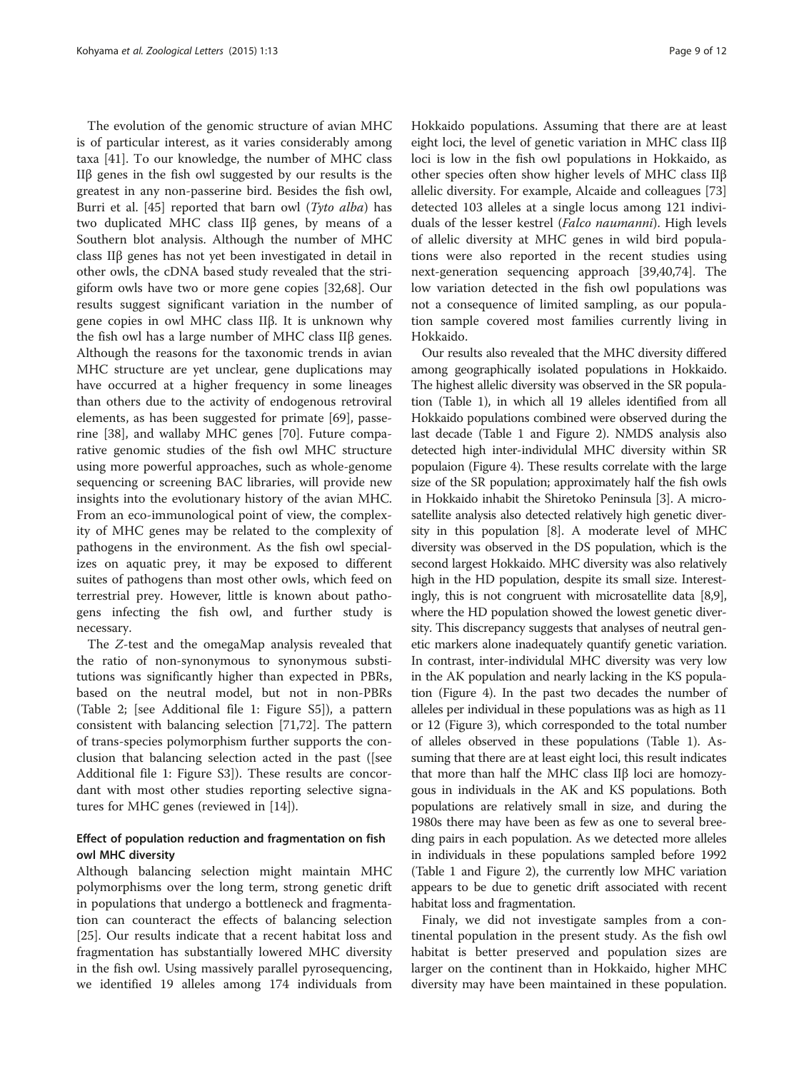The evolution of the genomic structure of avian MHC is of particular interest, as it varies considerably among taxa [41]. To our knowledge, the number of MHC class IIβ genes in the fish owl suggested by our results is the greatest in any non-passerine bird. Besides the fish owl, Burri et al. [45] reported that barn owl (*Tyto alba*) has two duplicated MHC class IIβ genes, by means of a Southern blot analysis. Although the number of MHC class IIβ genes has not yet been investigated in detail in other owls, the cDNA based study revealed that the strigiform owls have two or more gene copies [32,68]. Our results suggest significant variation in the number of gene copies in owl MHC class IIβ. It is unknown why the fish owl has a large number of MHC class IIβ genes. Although the reasons for the taxonomic trends in avian MHC structure are yet unclear, gene duplications may have occurred at a higher frequency in some lineages than others due to the activity of endogenous retroviral elements, as has been suggested for primate [69], passerine [38], and wallaby MHC genes [70]. Future comparative genomic studies of the fish owl MHC structure using more powerful approaches, such as whole-genome sequencing or screening BAC libraries, will provide new insights into the evolutionary history of the avian MHC. From an eco-immunological point of view, the complexity of MHC genes may be related to the complexity of pathogens in the environment. As the fish owl specializes on aquatic prey, it may be exposed to different suites of pathogens than most other owls, which feed on terrestrial prey. However, little is known about pathogens infecting the fish owl, and further study is necessary.

The *Z*-test and the omegaMap analysis revealed that the ratio of non-synonymous to synonymous substitutions was significantly higher than expected in PBRs, based on the neutral model, but not in non-PBRs (Table 2; [see Additional file 1: Figure S5]), a pattern consistent with balancing selection [71,72]. The pattern of trans-species polymorphism further supports the conclusion that balancing selection acted in the past ([see Additional file 1: Figure S3]). These results are concordant with most other studies reporting selective signatures for MHC genes (reviewed in [14]).

### Effect of population reduction and fragmentation on fish owl MHC diversity

Although balancing selection might maintain MHC polymorphisms over the long term, strong genetic drift in populations that undergo a bottleneck and fragmentation can counteract the effects of balancing selection [25]. Our results indicate that a recent habitat loss and fragmentation has substantially lowered MHC diversity in the fish owl. Using massively parallel pyrosequencing, we identified 19 alleles among 174 individuals from Hokkaido populations. Assuming that there are at least eight loci, the level of genetic variation in MHC class IIβ loci is low in the fish owl populations in Hokkaido, as other species often show higher levels of MHC class IIβ allelic diversity. For example, Alcaide and colleagues [73] detected 103 alleles at a single locus among 121 individuals of the lesser kestrel (*Falco naumanni*). High levels of allelic diversity at MHC genes in wild bird populations were also reported in the recent studies using next-generation sequencing approach [39,40,74]. The low variation detected in the fish owl populations was not a consequence of limited sampling, as our population sample covered most families currently living in Hokkaido.

Our results also revealed that the MHC diversity differed among geographically isolated populations in Hokkaido. The highest allelic diversity was observed in the SR population (Table 1), in which all 19 alleles identified from all Hokkaido populations combined were observed during the last decade (Table 1 and Figure 2). NMDS analysis also detected high inter-individual MHC diversity within SR populaion (Figure 4). These results correlate with the large size of the SR population; approximately half the fish owls in Hokkaido inhabit the Shiretoko Peninsula [3]. A microsatellite analysis also detected relatively high genetic diversity in this population [8]. A moderate level of MHC diversity was observed in the DS population, which is the second largest Hokkaido. MHC diversity was also relatively high in the HD population, despite its small size. Interestingly, this is not congruent with microsatellite data [8,9], where the HD population showed the lowest genetic diversity. This discrepancy suggests that analyses of neutral genetic markers alone inadequately quantify genetic variation. In contrast, inter-individual MHC diversity was very low in the AK population and nearly lacking in the KS population (Figure 4). In the past two decades the number of alleles per individual in these populations was as high as 11 or 12 (Figure 3), which corresponded to the total number of alleles observed in these populations (Table 1). Assuming that there are at least eight loci, this result indicates that more than half the MHC class IIβ loci are homozygous in individuals in the AK and KS populations. Both populations are relatively small in size, and during the 1980s there may have been as few as one to several breeding pairs in each population. As we detected more alleles in individuals in these populations sampled before 1992 (Table 1 and Figure 2), the currently low MHC variation appears to be due to genetic drift associated with recent habitat loss and fragmentation.

Finaly, we did not investigate samples from a continental population in the present study. As the fish owl habitat is better preserved and population sizes are larger on the continent than in Hokkaido, higher MHC diversity may have been maintained in these population.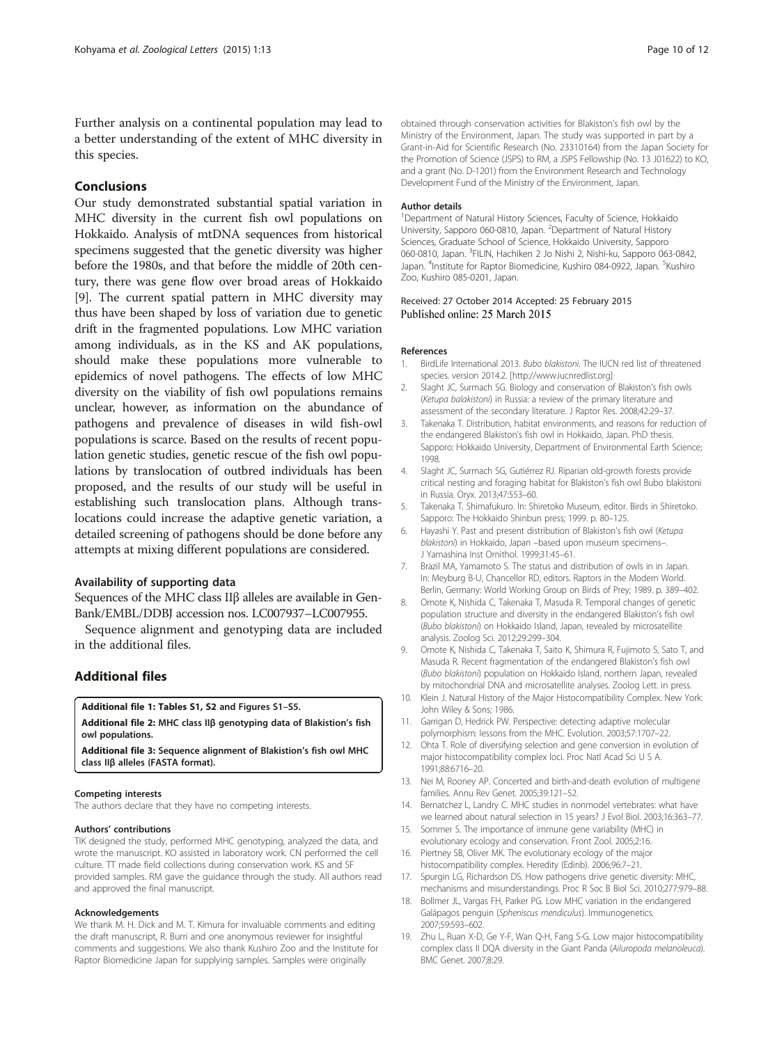Further analysis on a continental population may lead to a better understanding of the extent of MHC diversity in this species.

## Conclusions

Our study demonstrated substantial spatial variation in MHC diversity in the current fish owl populations on Hokkaido. Analysis of mtDNA sequences from historical specimens suggested that the genetic diversity was higher before the 1980s, and that before the middle of 20th century, there was gene flow over broad areas of Hokkaido [9]. The current spatial pattern in MHC diversity may thus have been shaped by loss of variation due to genetic drift in the fragmented populations. Low MHC variation among individuals, as in the KS and AK populations, should make these populations more vulnerable to epidemics of novel pathogens. The effects of low MHC diversity on the viability of fish owl populations remains unclear, however, as information on the abundance of pathogens and prevalence of diseases in wild fish-owl populations is scarce. Based on the results of recent population genetic studies, genetic rescue of the fish owl populations by translocation of outbred individuals has been proposed, and the results of our study will be useful in establishing such translocation plans. Although translocations could increase the adaptive genetic variation, a detailed screening of pathogens should be done before any attempts at mixing different populations are considered.

### Availability of supporting data

Sequences of the MHC class IIβ alleles are available in GenBank/EMBL/DDBJ accession nos. LC007937–LC007955.

Sequence alignment and genotyping data are included in the additional files.

## Additional files

**Additional file 1: Tables S1, S2 and Figures S1–S5.**

**Additional file 2: MHC class IIβ genotyping data of Blakistion's fish owl populations.**

**Additional file 3: Sequence alignment of Blakistion's fish owl MHC class IIβ alleles (FASTA format).**

#### Competing interests

The authors declare that they have no competing interests.

#### Authors' contributions

TIK designed the study, performed MHC genotyping, analyzed the data, and wrote the manuscript. KO assisted in laboratory work. CN performed the cell culture. TT made field collections during conservation work. KS and SF provided samples. RM gave the guidance through the study. All authors read and approved the final manuscript.

#### Acknowledgements

We thank M. H. Dick and M. T. Kimura for invaluable comments and editing the draft manuscript, R. Burri and one anonymous reviewer for insightful comments and suggestions. We also thank Kushiro Zoo and the Institute for Raptor Biomedicine Japan for supplying samples. Samples were originally obtained through conservation activities for Blakiston's fish owl by the Ministry of the Environment, Japan. The study was supported in part by a Grant-in-Aid for Scientific Research (No. 23310164) from the Japan Society for the Promotion of Science (JSPS) to RM, a JSPS Fellowship (No. 13 J01622) to KO, and a grant (No. D-1201) from the Environment Research and Technology Development Fund of the Ministry of the Environment, Japan.

#### Author details

[1]Department of Natural History Sciences, Faculty of Science, Hokkaido University, Sapporo 060-0810, Japan. [2]Department of Natural History Sciences, Graduate School of Science, Hokkaido University, Sapporo 060-0810, Japan. [3]FILIN, Hachiken 2 Jo Nishi 2, Nishi-ku, Sapporo 063-0842, Japan. [4]Institute for Raptor Biomedicine, Kushiro 084-0922, Japan. [5]Kushiro Zoo, Kushiro 085-0201, Japan.

Received: 27 October 2014 Accepted: 25 February 2015
Published online: 25 March 2015

#### References

1. BirdLife International 2013. *Bubo blakistoni*. The IUCN red list of threatened species. version 2014.2. [http://www.iucnredlist.org]
2. Slaght JC, Surmach SG. Biology and conservation of Blakiston's fish owls (*Ketupa balakistoni*) in Russia: a review of the primary literature and assessment of the secondary literature. J Raptor Res. 2008;42:29–37.
3. Takenaka T. Distribution, habitat environments, and reasons for reduction of the endangered Blakiston's fish owl in Hokkaido, Japan. PhD thesis. Sapporo: Hokkaido University, Department of Environmental Earth Science; 1998.
4. Slaght JC, Surmach SG, Gutiérrez RJ. Riparian old-growth forests provide critical nesting and foraging habitat for Blakiston's fish owl Bubo blakistoni in Russia. Oryx. 2013;47:553–60.
5. Takenaka T. Shimafukuro. In: Shiretoko Museum, editor. Birds in Shiretoko. Sapporo: The Hokkaido Shinbun press; 1999. p. 80–125.
6. Hayashi Y. Past and present distribution of Blakiston's fish owl (*Ketupa blakistoni*) in Hokkaido, Japan –based upon museum specimens–. J Yamashina Inst Ornithol. 1999;31:45–61.
7. Brazil MA, Yamamoto S. The status and distribution of owls in in Japan. In: Meyburg B-U, Chancellor RD, editors. Raptors in the Modern World. Berlin, Germany: World Working Group on Birds of Prey; 1989. p. 389–402.
8. Omote K, Nishida C, Takenaka T, Masuda R. Temporal changes of genetic population structure and diversity in the endangered Blakiston's fish owl (*Bubo blakistoni*) on Hokkaido Island, Japan, revealed by microsatellite analysis. Zoolog Sci. 2012;29:299–304.
9. Omote K, Nishida C, Takenaka T, Saito K, Shimura R, Fujimoto S, Sato T, and Masuda R. Recent fragmentation of the endangered Blakiston's fish owl (*Bubo blakistoni*) population on Hokkaido Island, northern Japan, revealed by mitochondrial DNA and microsatellite analyses. Zoolog Lett. in press.
10. Klein J. Natural History of the Major Histocompatibility Complex. New York: John Wiley & Sons; 1986.
11. Garrigan D, Hedrick PW. Perspective: detecting adaptive molecular polymorphism: lessons from the MHC. Evolution. 2003;57:1707–22.
12. Ohta T. Role of diversifying selection and gene conversion in evolution of major histocompatibility complex loci. Proc Natl Acad Sci U S A. 1991;88:6716–20.
13. Nei M, Rooney AP. Concerted and birth-and-death evolution of multigene families. Annu Rev Genet. 2005;39:121–52.
14. Bernatchez L, Landry C. MHC studies in nonmodel vertebrates: what have we learned about natural selection in 15 years? J Evol Biol. 2003;16:363–77.
15. Sommer S. The importance of immune gene variability (MHC) in evolutionary ecology and conservation. Front Zool. 2005;2:16.
16. Piertney SB, Oliver MK. The evolutionary ecology of the major histocompatibility complex. Heredity (Edinb). 2006;96:7–21.
17. Spurgin LG, Richardson DS. How pathogens drive genetic diversity: MHC, mechanisms and misunderstandings. Proc R Soc B Biol Sci. 2010;277:979–88.
18. Bollmer JL, Vargas FH, Parker PG. Low MHC variation in the endangered Galápagos penguin (*Spheniscus mendiculus*). Immunogenetics. 2007;59:593–602.
19. Zhu L, Ruan X-D, Ge Y-F, Wan Q-H, Fang S-G. Low major histocompatibility complex class II DQA diversity in the Giant Panda (*Ailuropoda melanoleuca*). BMC Genet. 2007;8:29.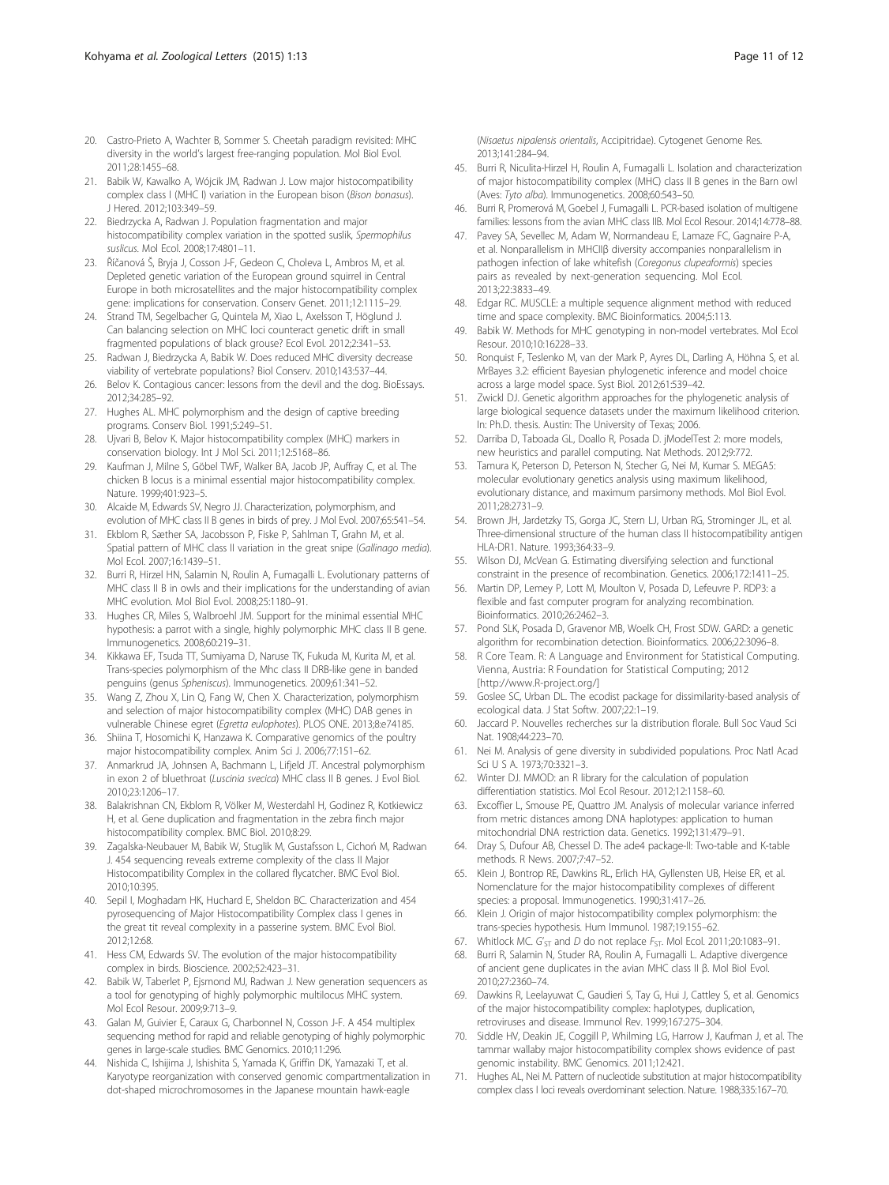20. Castro-Prieto A, Wachter B, Sommer S. Cheetah paradigm revisited: MHC diversity in the world's largest free-ranging population. Mol Biol Evol. 2011;28:1455–68.
21. Babik W, Kawalko A, Wójcik JM, Radwan J. Low major histocompatibility complex class I (MHC I) variation in the European bison (*Bison bonasus*). J Hered. 2012;103:349–59.
22. Biedrzycka A, Radwan J. Population fragmentation and major histocompatibility complex variation in the spotted suslik, *Spermophilus suslicus*. Mol Ecol. 2008;17:4801–11.
23. Říčanová Š, Bryja J, Cosson J-F, Gedeon C, Choleva L, Ambros M, et al. Depleted genetic variation of the European ground squirrel in Central Europe in both microsatellites and the major histocompatibility complex gene: implications for conservation. Conserv Genet. 2011;12:1115–29.
24. Strand TM, Segelbacher G, Quintela M, Xiao L, Axelsson T, Höglund J. Can balancing selection on MHC loci counteract genetic drift in small fragmented populations of black grouse? Ecol Evol. 2012;2:341–53.
25. Radwan J, Biedrzycka A, Babik W. Does reduced MHC diversity decrease viability of vertebrate populations? Biol Conserv. 2010;143:537–44.
26. Belov K. Contagious cancer: lessons from the devil and the dog. BioEssays. 2012;34:285–92.
27. Hughes AL. MHC polymorphism and the design of captive breeding programs. Conserv Biol. 1991;5:249–51.
28. Ujvari B, Belov K. Major histocompatibility complex (MHC) markers in conservation biology. Int J Mol Sci. 2011;12:5168–86.
29. Kaufman J, Milne S, Göbel TWF, Walker BA, Jacob JP, Auffray C, et al. The chicken B locus is a minimal essential major histocompatibility complex. Nature. 1999;401:923–5.
30. Alcaide M, Edwards SV, Negro JJ. Characterization, polymorphism, and evolution of MHC class II B genes in birds of prey. J Mol Evol. 2007;65:541–54.
31. Ekblom R, Sæther SA, Jacobsson P, Fiske P, Sahlman T, Grahn M, et al. Spatial pattern of MHC class II variation in the great snipe (*Gallinago media*). Mol Ecol. 2007;16:1439–51.
32. Burri R, Hirzel HN, Salamin N, Roulin A, Fumagalli L. Evolutionary patterns of MHC class II B in owls and their implications for the understanding of avian MHC evolution. Mol Biol Evol. 2008;25:1180–91.
33. Hughes CR, Miles S, Walbroehl JM. Support for the minimal essential MHC hypothesis: a parrot with a single, highly polymorphic MHC class II B gene. Immunogenetics. 2008;60:219–31.
34. Kikkawa EF, Tsuda TT, Sumiyama D, Naruse TK, Fukuda M, Kurita M, et al. Trans-species polymorphism of the Mhc class II DRB-like gene in banded penguins (genus *Spheniscus*). Immunogenetics. 2009;61:341–52.
35. Wang Z, Zhou X, Lin Q, Fang W, Chen X. Characterization, polymorphism and selection of major histocompatibility complex (MHC) DAB genes in vulnerable Chinese egret (*Egretta eulophotes*). PLOS ONE. 2013;8:e74185.
36. Shiina T, Hosomichi K, Hanzawa K. Comparative genomics of the poultry major histocompatibility complex. Anim Sci J. 2006;77:151–62.
37. Anmarkrud JA, Johnsen A, Bachmann L, Lifjeld JT. Ancestral polymorphism in exon 2 of bluethroat (*Luscinia svecica*) MHC class II B genes. J Evol Biol. 2010;23:1206–17.
38. Balakrishnan CN, Ekblom R, Völker M, Westerdahl H, Godinez R, Kotkiewicz H, et al. Gene duplication and fragmentation in the zebra finch major histocompatibility complex. BMC Biol. 2010;8:29.
39. Zagalska-Neubauer M, Babik W, Stuglik M, Gustafsson L, Cichoń M, Radwan J. 454 sequencing reveals extreme complexity of the class II Major Histocompatibility Complex in the collared flycatcher. BMC Evol Biol. 2010;10:395.
40. Sepil I, Moghadam HK, Huchard E, Sheldon BC. Characterization and 454 pyrosequencing of Major Histocompatibility Complex class I genes in the great tit reveal complexity in a passerine system. BMC Evol Biol. 2012;12:68.
41. Hess CM, Edwards SV. The evolution of the major histocompatibility complex in birds. Bioscience. 2002;52:423–31.
42. Babik W, Taberlet P, Ejsmond MJ, Radwan J. New generation sequencers as a tool for genotyping of highly polymorphic multilocus MHC system. Mol Ecol Resour. 2009;9:713–9.
43. Galan M, Guivier E, Caraux G, Charbonnel N, Cosson J-F. A 454 multiplex sequencing method for rapid and reliable genotyping of highly polymorphic genes in large-scale studies. BMC Genomics. 2010;11:296.
44. Nishida C, Ishijima J, Ishishita S, Yamada K, Griffin DK, Yamazaki T, et al. Karyotype reorganization with conserved genomic compartmentalization in dot-shaped microchromosomes in the Japanese mountain hawk-eagle (*Nisaetus nipalensis orientalis*, Accipitridae). Cytogenet Genome Res. 2013;141:284–94.
45. Burri R, Niculita-Hirzel H, Roulin A, Fumagalli L. Isolation and characterization of major histocompatibility complex (MHC) class II B genes in the Barn owl (Aves: *Tyto alba*). Immunogenetics. 2008;60:543–50.
46. Burri R, Promerová M, Goebel J, Fumagalli L. PCR-based isolation of multigene families: lessons from the avian MHC class IIB. Mol Ecol Resour. 2014;14:778–88.
47. Pavey SA, Sevellec M, Adam W, Normandeau E, Lamaze FC, Gagnaire P-A, et al. Nonparallelism in MHCIIβ diversity accompanies nonparallelism in pathogen infection of lake whitefish (*Coregonus clupeaformis*) species pairs as revealed by next-generation sequencing. Mol Ecol. 2013;22:3833–49.
48. Edgar RC. MUSCLE: a multiple sequence alignment method with reduced time and space complexity. BMC Bioinformatics. 2004;5:113.
49. Babik W. Methods for MHC genotyping in non-model vertebrates. Mol Ecol Resour. 2010;10:16228–33.
50. Ronquist F, Teslenko M, van der Mark P, Ayres DL, Darling A, Höhna S, et al. MrBayes 3.2: efficient Bayesian phylogenetic inference and model choice across a large model space. Syst Biol. 2012;61:539–42.
51. Zwickl DJ. Genetic algorithm approaches for the phylogenetic analysis of large biological sequence datasets under the maximum likelihood criterion. In: Ph.D. thesis. Austin: The University of Texas; 2006.
52. Darriba D, Taboada GL, Doallo R, Posada D. jModelTest 2: more models, new heuristics and parallel computing. Nat Methods. 2012;9:772.
53. Tamura K, Peterson D, Peterson N, Stecher G, Nei M, Kumar S. MEGA5: molecular evolutionary genetics analysis using maximum likelihood, evolutionary distance, and maximum parsimony methods. Mol Biol Evol. 2011;28:2731–9.
54. Brown JH, Jardetzky TS, Gorga JC, Stern LJ, Urban RG, Strominger JL, et al. Three-dimensional structure of the human class II histocompatibility antigen HLA-DR1. Nature. 1993;364:33–9.
55. Wilson DJ, McVean G. Estimating diversifying selection and functional constraint in the presence of recombination. Genetics. 2006;172:1411–25.
56. Martin DP, Lemey P, Lott M, Moulton V, Posada D, Lefeuvre P. RDP3: a flexible and fast computer program for analyzing recombination. Bioinformatics. 2010;26:2462–3.
57. Pond SLK, Posada D, Gravenor MB, Woelk CH, Frost SDW. GARD: a genetic algorithm for recombination detection. Bioinformatics. 2006;22:3096–8.
58. R Core Team. R: A Language and Environment for Statistical Computing. Vienna, Austria: R Foundation for Statistical Computing; 2012 [http://www.R-project.org/]
59. Goslee SC, Urban DL. The ecodist package for dissimilarity-based analysis of ecological data. J Stat Softw. 2007;22:1–19.
60. Jaccard P. Nouvelles recherches sur la distribution florale. Bull Soc Vaud Sci Nat. 1908;44:223–70.
61. Nei M. Analysis of gene diversity in subdivided populations. Proc Natl Acad Sci U S A. 1973;70:3321–3.
62. Winter DJ. MMOD: an R library for the calculation of population differentiation statistics. Mol Ecol Resour. 2012;12:1158–60.
63. Excoffier L, Smouse PE, Quattro JM. Analysis of molecular variance inferred from metric distances among DNA haplotypes: application to human mitochondrial DNA restriction data. Genetics. 1992;131:479–91.
64. Dray S, Dufour AB, Chessel D. The ade4 package-II: Two-table and K-table methods. R News. 2007;7:47–52.
65. Klein J, Bontrop RE, Dawkins RL, Erlich HA, Gyllensten UB, Heise ER, et al. Nomenclature for the major histocompatibility complexes of different species: a proposal. Immunogenetics. 1990;31:417–26.
66. Klein J. Origin of major histocompatibility complex polymorphism: the trans-species hypothesis. Hum Immunol. 1987;19:155–62.
67. Whitlock MC. $G'_{ST}$ and $D$ do not replace $F_{ST}$. Mol Ecol. 2011;20:1083–91.
68. Burri R, Salamin N, Studer RA, Roulin A, Fumagalli L. Adaptive divergence of ancient gene duplicates in the avian MHC class II β. Mol Biol Evol. 2010;27:2360–74.
69. Dawkins R, Leelayuwat C, Gaudieri S, Tay G, Hui J, Cattley S, et al. Genomics of the major histocompatibility complex: haplotypes, duplication, retroviruses and disease. Immunol Rev. 1999;167:275–304.
70. Siddle HV, Deakin JE, Coggill P, Whilming LG, Harrow J, Kaufman J, et al. The tammar wallaby major histocompatibility complex shows evidence of past genomic instability. BMC Genomics. 2011;12:421.
71. Hughes AL, Nei M. Pattern of nucleotide substitution at major histocompatibility complex class I loci reveals overdominant selection. Nature. 1988;335:167–70.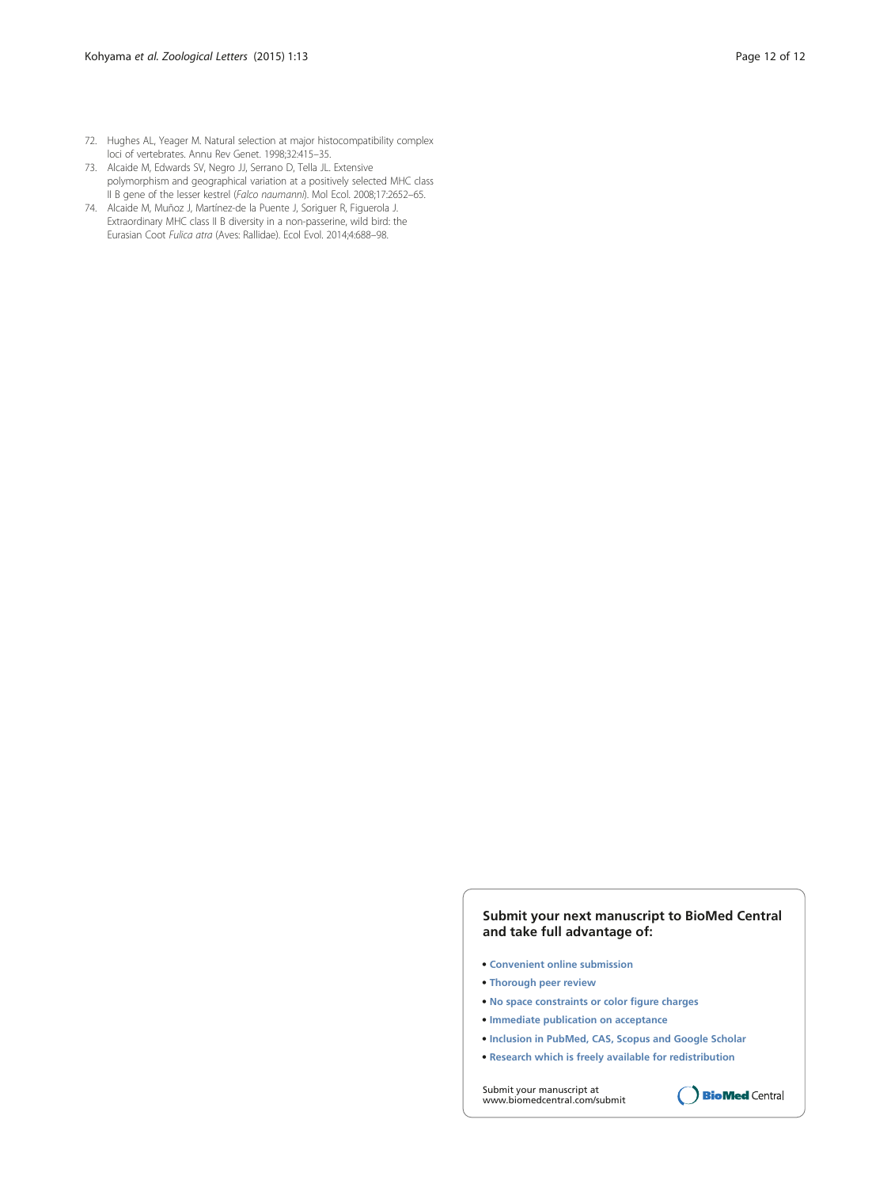72. Hughes AL, Yeager M. Natural selection at major histocompatibility complex loci of vertebrates. Annu Rev Genet. 1998;32:415–35.
73. Alcaide M, Edwards SV, Negro JJ, Serrano D, Tella JL. Extensive polymorphism and geographical variation at a positively selected MHC class II B gene of the lesser kestrel (*Falco naumanni*). Mol Ecol. 2008;17:2652–65.
74. Alcaide M, Muñoz J, Martínez-de la Puente J, Soriguer R, Figuerola J. Extraordinary MHC class II B diversity in a non-passerine, wild bird: the Eurasian Coot *Fulica atra* (Aves: Rallidae). Ecol Evol. 2014;4:688–98.

**Submit your next manuscript to BioMed Central and take full advantage of:**

- **Convenient online submission**
- **Thorough peer review**
- **No space constraints or color figure charges**
- **Immediate publication on acceptance**
- **Inclusion in PubMed, CAS, Scopus and Google Scholar**
- **Research which is freely available for redistribution**

Submit your manuscript at
www.biomedcentral.com/submit

BioMed Central